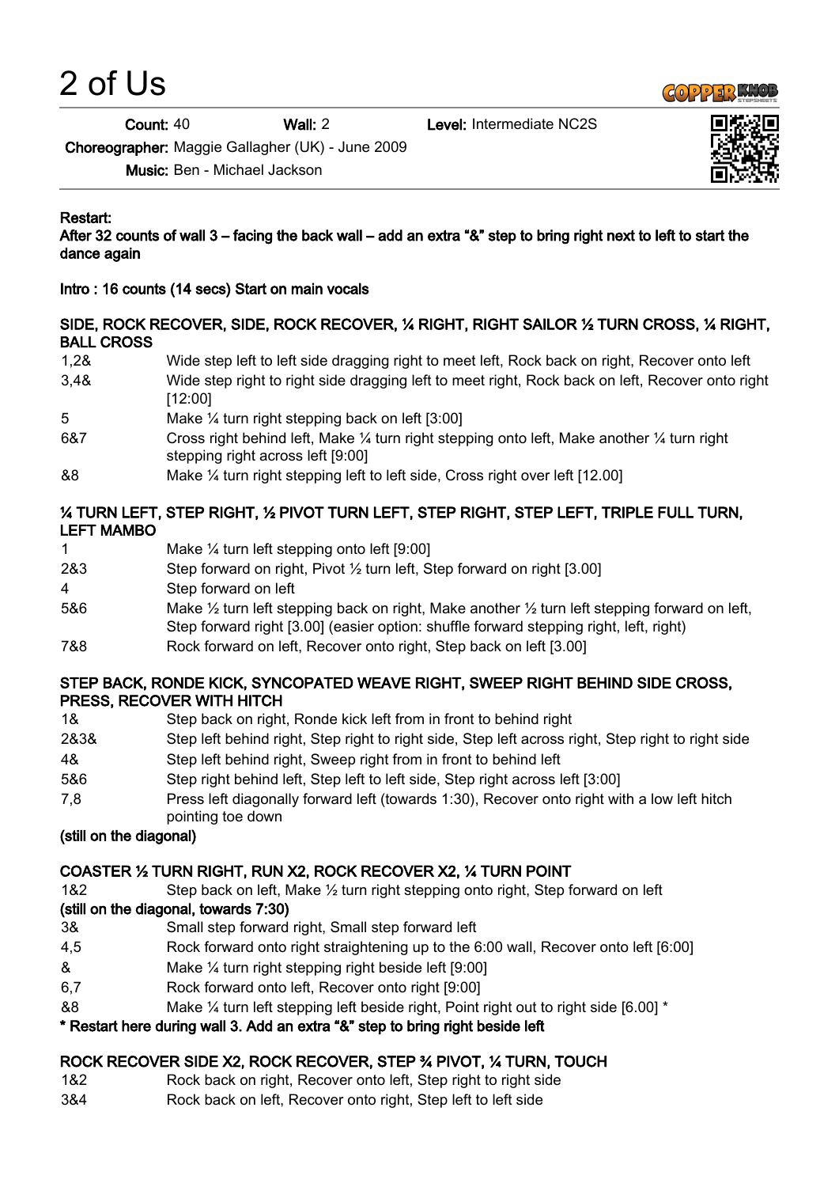# 2 of Us

**Count:** 40 **Wall:** 2 **Level:** Intermediate NC2S

**Choreographer:** Maggie Gallagher (UK) - June 2009

**Music:** Ben - Michael Jackson

**Restart:**
**After 32 counts of wall 3 – facing the back wall – add an extra "&" step to bring right next to left to start the dance again**

**Intro : 16 counts (14 secs) Start on main vocals**

**SIDE, ROCK RECOVER, SIDE, ROCK RECOVER, ¼ RIGHT, RIGHT SAILOR ½ TURN CROSS, ¼ RIGHT, BALL CROSS**

| | |
|---|---|
| 1,2& | Wide step left to left side dragging right to meet left, Rock back on right, Recover onto left |
| 3,4& | Wide step right to right side dragging left to meet right, Rock back on left, Recover onto right [12:00] |
| 5 | Make ¼ turn right stepping back on left [3:00] |
| 6&7 | Cross right behind left, Make ¼ turn right stepping onto left, Make another ¼ turn right stepping right across left [9:00] |
| &8 | Make ¼ turn right stepping left to left side, Cross right over left [12.00] |

**¼ TURN LEFT, STEP RIGHT, ½ PIVOT TURN LEFT, STEP RIGHT, STEP LEFT, TRIPLE FULL TURN, LEFT MAMBO**

| | |
|---|---|
| 1 | Make ¼ turn left stepping onto left [9:00] |
| 2&3 | Step forward on right, Pivot ½ turn left, Step forward on right [3.00] |
| 4 | Step forward on left |
| 5&6 | Make ½ turn left stepping back on right, Make another ½ turn left stepping forward on left, Step forward right [3.00] (easier option: shuffle forward stepping right, left, right) |
| 7&8 | Rock forward on left, Recover onto right, Step back on left [3.00] |

**STEP BACK, RONDE KICK, SYNCOPATED WEAVE RIGHT, SWEEP RIGHT BEHIND SIDE CROSS, PRESS, RECOVER WITH HITCH**

| | |
|---|---|
| 1& | Step back on right, Ronde kick left from in front to behind right |
| 2&3& | Step left behind right, Step right to right side, Step left across right, Step right to right side |
| 4& | Step left behind right, Sweep right from in front to behind left |
| 5&6 | Step right behind left, Step left to left side, Step right across left [3:00] |
| 7,8 | Press left diagonally forward left (towards 1:30), Recover onto right with a low left hitch pointing toe down |

**(still on the diagonal)**

**COASTER ½ TURN RIGHT, RUN X2, ROCK RECOVER X2, ¼ TURN POINT**

| | |
|---|---|
| 1&2 | Step back on left, Make ½ turn right stepping onto right, Step forward on left |

**(still on the diagonal, towards 7:30)**

| | |
|---|---|
| 3& | Small step forward right, Small step forward left |
| 4,5 | Rock forward onto right straightening up to the 6:00 wall, Recover onto left [6:00] |
| & | Make ¼ turn right stepping right beside left [9:00] |
| 6,7 | Rock forward onto left, Recover onto right [9:00] |
| &8 | Make ¼ turn left stepping left beside right, Point right out to right side [6.00] * |

**\* Restart here during wall 3. Add an extra "&" step to bring right beside left**

**ROCK RECOVER SIDE X2, ROCK RECOVER, STEP ¾ PIVOT, ¼ TURN, TOUCH**

| | |
|---|---|
| 1&2 | Rock back on right, Recover onto left, Step right to right side |
| 3&4 | Rock back on left, Recover onto right, Step left to left side |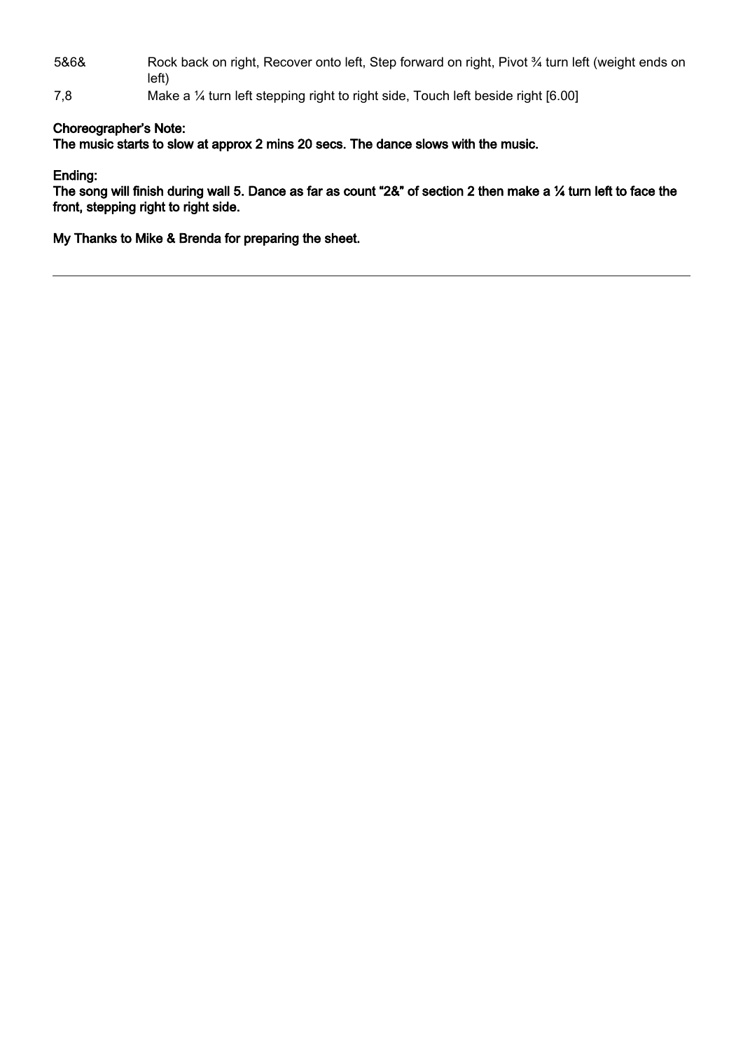| | |
|---|---|
| 5&6& | Rock back on right, Recover onto left, Step forward on right, Pivot ¾ turn left (weight ends on left) |
| 7,8 | Make a ¼ turn left stepping right to right side, Touch left beside right [6.00] |

**Choreographer's Note:**
**The music starts to slow at approx 2 mins 20 secs. The dance slows with the music.**

**Ending:**
**The song will finish during wall 5. Dance as far as count "2&" of section 2 then make a ¼ turn left to face the front, stepping right to right side.**

**My Thanks to Mike & Brenda for preparing the sheet.**

---